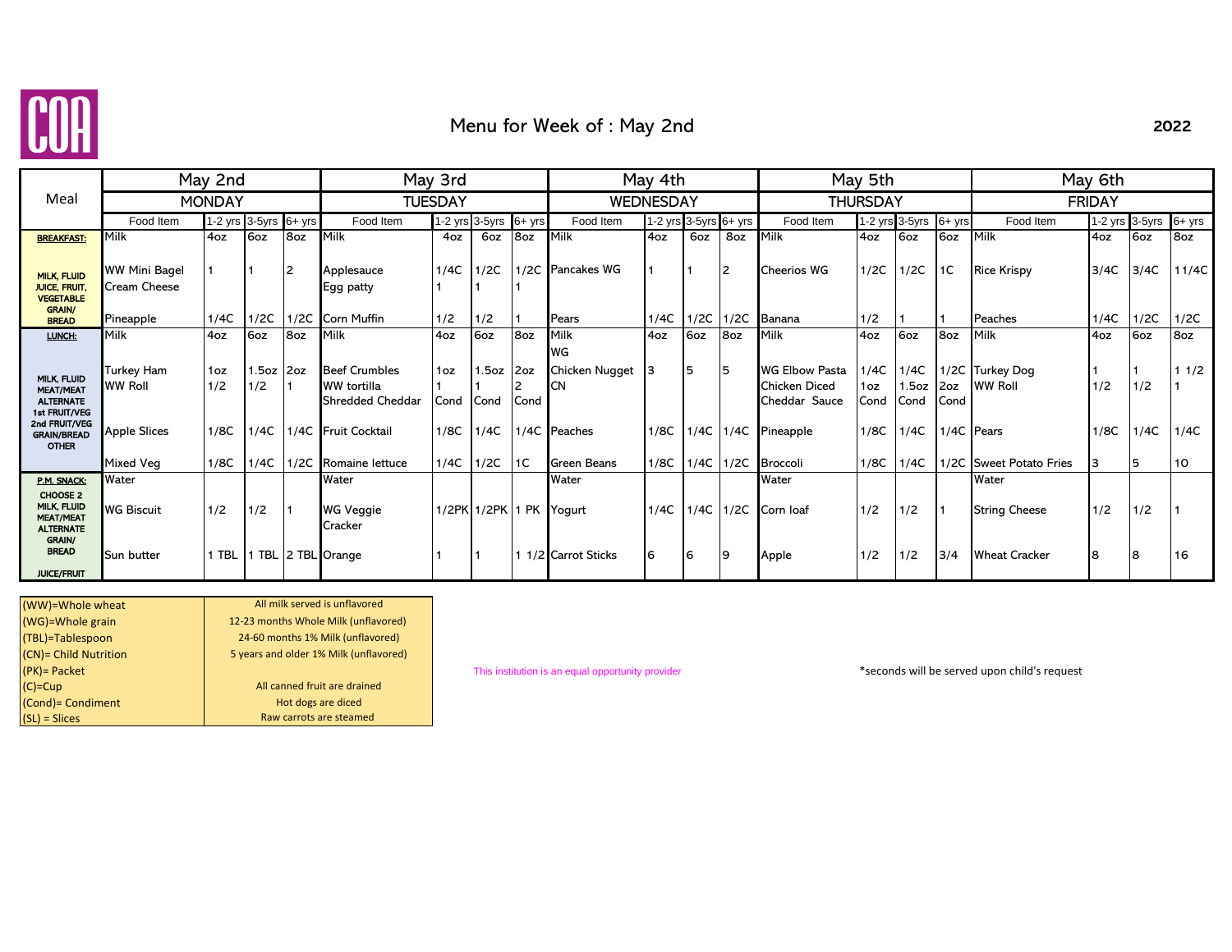COA

# Menu for Week of : May 2nd

**2022**

| Meal | May 2nd | | | | May 3rd | | | | May 4th | | | | May 5th | | | | May 6th | | | |
|---|---|---|---|---|---|---|---|---|---|---|---|---|---|---|---|---|---|---|---|---|
| | MONDAY | | | | TUESDAY | | | | WEDNESDAY | | | | THURSDAY | | | | FRIDAY | | | |
| | Food Item | 1-2 yrs | 3-5yrs | 6+ yrs | Food Item | 1-2 yrs | 3-5yrs | 6+ yrs | Food Item | 1-2 yrs | 3-5yrs | 6+ yrs | Food Item | 1-2 yrs | 3-5yrs | 6+ yrs | Food Item | 1-2 yrs | 3-5yrs | 6+ yrs |
| **BREAKFAST:** | Milk | 4oz | 6oz | 8oz | Milk | 4oz | 6oz | 8oz | Milk | 4oz | 6oz | 8oz | Milk | 4oz | 6oz | 6oz | Milk | 4oz | 6oz | 8oz |
| MILK, FLUID JUICE, FRUIT, VEGETABLE GRAIN/ BREAD | WW Mini Bagel | 1 | 1 | 2 | Applesauce | 1/4C | 1/2C | 1/2C | Pancakes WG | 1 | 1 | 2 | Cheerios WG | 1/2C | 1/2C | 1C | Rice Krispy | 3/4C | 3/4C | 1 1/4C |
| | Cream Cheese | | | | Egg patty | 1 | 1 | 1 | | | | | | | | | | | | |
| | Pineapple | 1/4C | 1/2C | 1/2C | Corn Muffin | 1/2 | 1/2 | 1 | Pears | 1/4C | 1/2C | 1/2C | Banana | 1/2 | 1 | 1 | Peaches | 1/4C | 1/2C | 1/2C |
| **LUNCH:** | Milk | 4oz | 6oz | 8oz | Milk | 4oz | 6oz | 8oz | Milk WG | 4oz | 6oz | 8oz | Milk | 4oz | 6oz | 8oz | Milk | 4oz | 6oz | 8oz |
| MILK, FLUID MEAT/MEAT ALTERNATE 1st FRUIT/VEG 2nd FRUIT/VEG GRAIN/BREAD OTHER | Turkey Ham | 1oz | 1.5oz | 2oz | Beef Crumbles | 1oz | 1.5oz | 2oz | Chicken Nugget | 3 | 5 | 5 | WG Elbow Pasta | 1/4C | 1/4C | 1/2C | Turkey Dog | 1 | 1 | 1 1/2 |
| | WW Roll | 1/2 | 1/2 | 1 | WW tortilla | 1 | 1 | 2 | CN | | | | Chicken Diced | 1oz | 1.5oz | 2oz | WW Roll | 1/2 | 1/2 | 1 |
| | | | | | Shredded Cheddar | Cond | Cond | Cond | | | | | Cheddar Sauce | Cond | Cond | Cond | | | | |
| | Apple Slices | 1/8C | 1/4C | 1/4C | Fruit Cocktail | 1/8C | 1/4C | 1/4C | Peaches | 1/8C | 1/4C | 1/4C | Pineapple | 1/8C | 1/4C | 1/4C | Pears | 1/8C | 1/4C | 1/4C |
| | Mixed Veg | 1/8C | 1/4C | 1/2C | Romaine lettuce | 1/4C | 1/2C | 1C | Green Beans | 1/8C | 1/4C | 1/2C | Broccoli | 1/8C | 1/4C | 1/2C | Sweet Potato Fries | 3 | 5 | 10 |
| **P.M. SNACK:** | Water | | | | Water | | | | Water | | | | Water | | | | Water | | | |
| CHOOSE 2 MILK, FLUID MEAT/MEAT ALTERNATE GRAIN/ BREAD | WG Biscuit | 1/2 | 1/2 | 1 | WG Veggie Cracker | 1/2PK | 1/2PK | 1 PK | Yogurt | 1/4C | 1/4C | 1/2C | Corn loaf | 1/2 | 1/2 | 1 | String Cheese | 1/2 | 1/2 | 1 |
| JUICE/FRUIT | Sun butter | 1 TBL | 1 TBL | 2 TBL | Orange | 1 | 1 | 1 1/2 | Carrot Sticks | 6 | 6 | 9 | Apple | 1/2 | 1/2 | 3/4 | Wheat Cracker | 8 | 8 | 16 |

| | |
|---|---|
| (WW)=Whole wheat | All milk served is unflavored |
| (WG)=Whole grain | 12-23 months Whole Milk (unflavored) |
| (TBL)=Tablespoon | 24-60 months 1% Milk (unflavored) |
| (CN)= Child Nutrition | 5 years and older 1% Milk (unflavored) |
| (PK)= Packet | |
| (C)=Cup | All canned fruit are drained |
| (Cond)= Condiment | Hot dogs are diced |
| (SL) = Slices | Raw carrots are steamed |

This institution is an equal opportunity provider

*seconds will be served upon child's request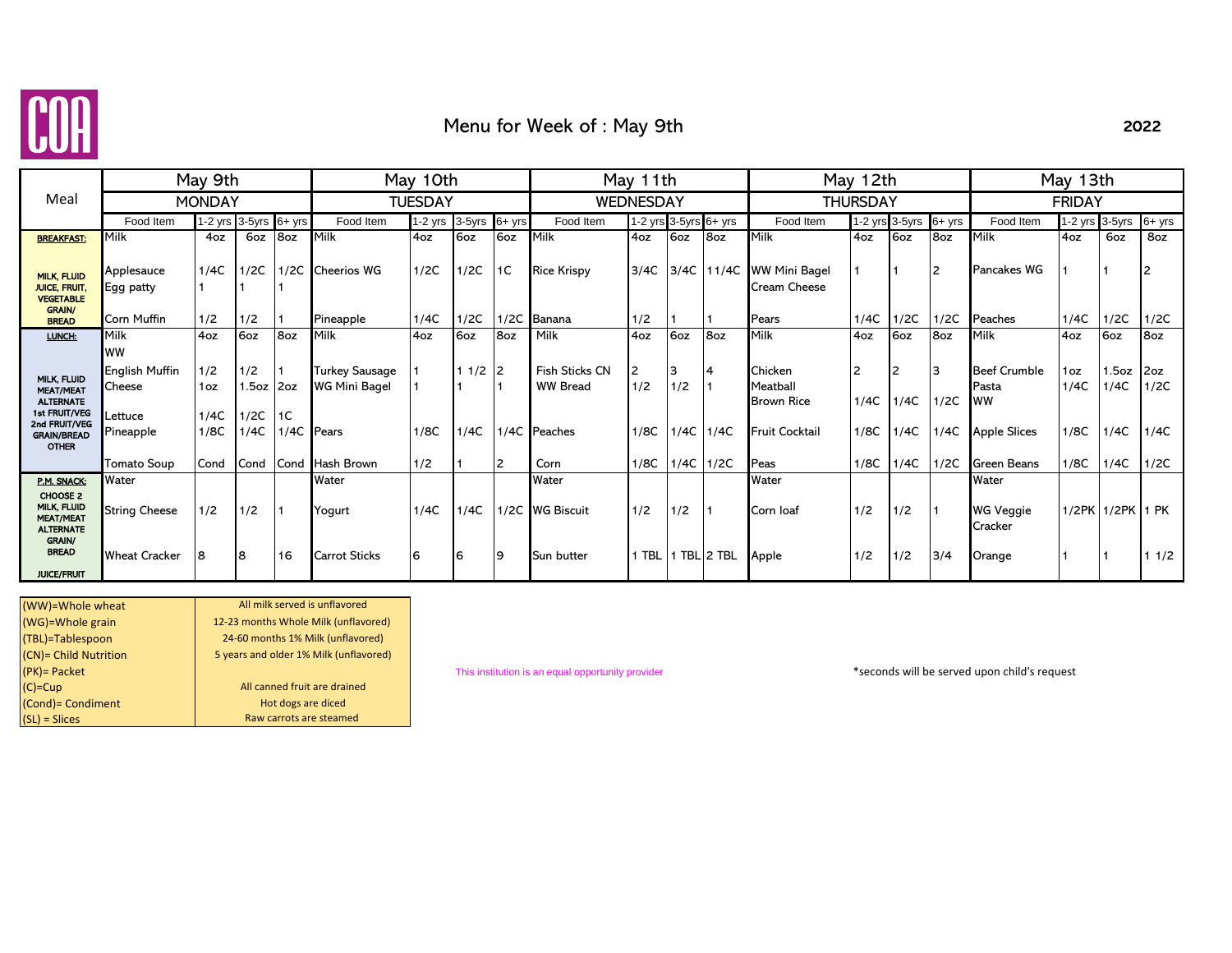COA

# Menu for Week of : May 9th

**2022**

| Meal | May 9th MONDAY | | | | May 10th TUESDAY | | | | May 11th WEDNESDAY | | | | May 12th THURSDAY | | | | May 13th FRIDAY | | | |
|---|---|---|---|---|---|---|---|---|---|---|---|---|---|---|---|---|---|---|---|---|
| | Food Item | 1-2 yrs | 3-5yrs | 6+ yrs | Food Item | 1-2 yrs | 3-5yrs | 6+ yrs | Food Item | 1-2 yrs | 3-5yrs | 6+ yrs | Food Item | 1-2 yrs | 3-5yrs | 6+ yrs | Food Item | 1-2 yrs | 3-5yrs | 6+ yrs |
| **BREAKFAST:** | Milk | 4oz | 6oz | 8oz | Milk | 4oz | 6oz | 6oz | Milk | 4oz | 6oz | 8oz | Milk | 4oz | 6oz | 8oz | Milk | 4oz | 6oz | 8oz |
| MILK, FLUID JUICE, FRUIT, VEGETABLE GRAIN/ BREAD | Applesauce | 1/4C | 1/2C | 1/2C | Cheerios WG | 1/2C | 1/2C | 1C | Rice Krispy | 3/4C | 3/4C | 11/4C | WW Mini Bagel | 1 | 1 | 2 | Pancakes WG | 1 | 1 | 2 |
| | Egg patty | 1 | 1 | 1 | | | | | | | | | Cream Cheese | | | | | | | |
| | Corn Muffin | 1/2 | 1/2 | 1 | Pineapple | 1/4C | 1/2C | 1/2C | Banana | 1/2 | 1 | 1 | Pears | 1/4C | 1/2C | 1/2C | Peaches | 1/4C | 1/2C | 1/2C |
| **LUNCH:** | Milk | 4oz | 6oz | 8oz | Milk | 4oz | 6oz | 8oz | Milk | 4oz | 6oz | 8oz | Milk | 4oz | 6oz | 8oz | Milk | 4oz | 6oz | 8oz |
| MILK, FLUID MEAT/MEAT ALTERNATE 1st FRUIT/VEG 2nd FRUIT/VEG GRAIN/BREAD OTHER | WW | | | | | | | | | | | | | | | | | | | |
| | English Muffin | 1/2 | 1/2 | 1 | Turkey Sausage | 1 | 1 1/2 | 2 | Fish Sticks CN | 2 | 3 | 4 | Chicken | 2 | 2 | 3 | Beef Crumble | 1oz | 1.5oz | 2oz |
| | Cheese | 1oz | 1.5oz | 2oz | WG Mini Bagel | 1 | 1 | 1 | WW Bread | 1/2 | 1/2 | 1 | Meatball | | | | Pasta | 1/4C | 1/4C | 1/2C |
| | | | | | | | | | | | | | Brown Rice | 1/4C | 1/4C | 1/2C | WW | | | |
| | Lettuce | 1/4C | 1/2C | 1C | | | | | | | | | | | | | | | | |
| | Pineapple | 1/8C | 1/4C | 1/4C | Pears | 1/8C | 1/4C | 1/4C | Peaches | 1/8C | 1/4C | 1/4C | Fruit Cocktail | 1/8C | 1/4C | 1/4C | Apple Slices | 1/8C | 1/4C | 1/4C |
| | Tomato Soup | Cond | Cond | Cond | Hash Brown | 1/2 | 1 | 2 | Corn | 1/8C | 1/4C | 1/2C | Peas | 1/8C | 1/4C | 1/2C | Green Beans | 1/8C | 1/4C | 1/2C |
| **P.M. SNACK:** | Water | | | | Water | | | | Water | | | | Water | | | | Water | | | |
| CHOOSE 2 MILK, FLUID MEAT/MEAT ALTERNATE GRAIN/ BREAD JUICE/FRUIT | String Cheese | 1/2 | 1/2 | 1 | Yogurt | 1/4C | 1/4C | 1/2C | WG Biscuit | 1/2 | 1/2 | 1 | Corn loaf | 1/2 | 1/2 | 1 | WG Veggie Cracker | 1/2PK | 1/2PK | 1 PK |
| | Wheat Cracker | 8 | 8 | 16 | Carrot Sticks | 6 | 6 | 9 | Sun butter | 1 TBL | 1 TBL | 2 TBL | Apple | 1/2 | 1/2 | 3/4 | Orange | 1 | 1 | 1 1/2 |

| | |
|---|---|
| (WW)=Whole wheat | All milk served is unflavored |
| (WG)=Whole grain | 12-23 months Whole Milk (unflavored) |
| (TBL)=Tablespoon | 24-60 months 1% Milk (unflavored) |
| (CN)= Child Nutrition | 5 years and older 1% Milk (unflavored) |
| (PK)= Packet | |
| (C)=Cup | All canned fruit are drained |
| (Cond)= Condiment | Hot dogs are diced |
| (SL) = Slices | Raw carrots are steamed |

This institution is an equal opportunity provider

*seconds will be served upon child's request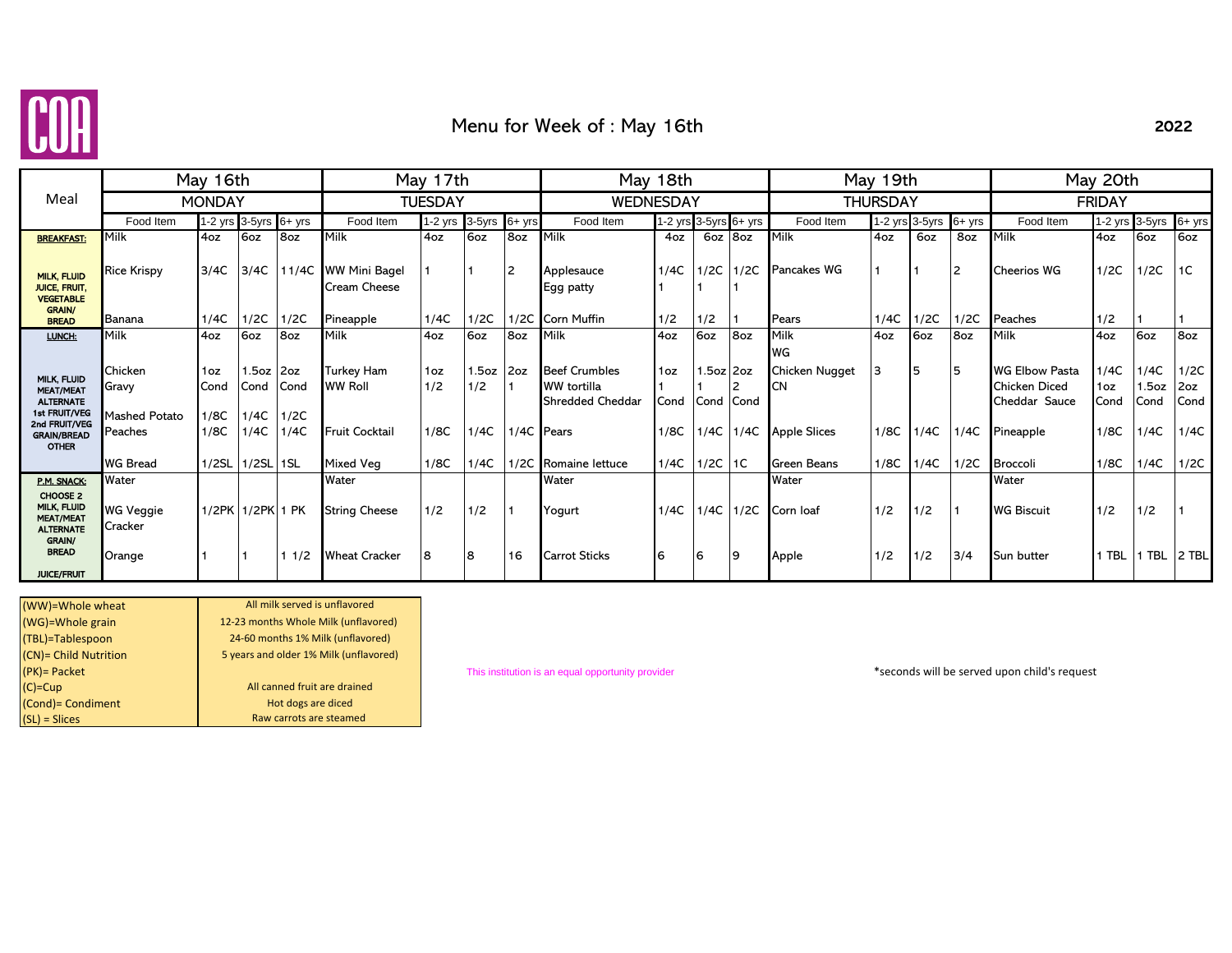COA

# Menu for Week of : May 16th

2022

| Meal | May 16th MONDAY | | | | May 17th TUESDAY | | | | May 18th WEDNESDAY | | | | May 19th THURSDAY | | | | May 20th FRIDAY | | | |
|---|---|---|---|---|---|---|---|---|---|---|---|---|---|---|---|---|---|---|---|---|
| | Food Item | 1-2 yrs | 3-5yrs | 6+ yrs | Food Item | 1-2 yrs | 3-5yrs | 6+ yrs | Food Item | 1-2 yrs | 3-5yrs | 6+ yrs | Food Item | 1-2 yrs | 3-5yrs | 6+ yrs | Food Item | 1-2 yrs | 3-5yrs | 6+ yrs |
| **BREAKFAST:** | Milk | 4oz | 6oz | 8oz | Milk | 4oz | 6oz | 8oz | Milk | 4oz | 6oz | 8oz | Milk | 4oz | 6oz | 8oz | Milk | 4oz | 6oz | 6oz |
| MILK, FLUID JUICE, FRUIT, VEGETABLE GRAIN/ BREAD | Rice Krispy | 3/4C | 3/4C | 1 1/4C | WW Mini Bagel | 1 | 1 | 2 | Applesauce | 1/4C | 1/2C | 1/2C | Pancakes WG | 1 | 1 | 2 | Cheerios WG | 1/2C | 1/2C | 1C |
| | | | | | Cream Cheese | | | | Egg patty | 1 | 1 | 1 | | | | | | | | |
| | Banana | 1/4C | 1/2C | 1/2C | Pineapple | 1/4C | 1/2C | 1/2C | Corn Muffin | 1/2 | 1/2 | 1 | Pears | 1/4C | 1/2C | 1/2C | Peaches | 1/2 | 1 | 1 |
| **LUNCH:** | Milk | 4oz | 6oz | 8oz | Milk | 4oz | 6oz | 8oz | Milk | 4oz | 6oz | 8oz | Milk WG | 4oz | 6oz | 8oz | Milk | 4oz | 6oz | 8oz |
| MILK, FLUID MEAT/MEAT ALTERNATE 1st FRUIT/VEG 2nd FRUIT/VEG GRAIN/BREAD OTHER | Chicken | 1oz | 1.5oz | 2oz | Turkey Ham | 1oz | 1.5oz | 2oz | Beef Crumbles | 1oz | 1.5oz | 2oz | Chicken Nugget | 3 | 5 | 5 | WG Elbow Pasta | 1/4C | 1/4C | 1/2C |
| | Gravy | Cond | Cond | Cond | WW Roll | 1/2 | 1/2 | 1 | WW tortilla | 1 | 1 | 2 | CN | | | | Chicken Diced | 1oz | 1.5oz | 2oz |
| | | | | | | | | | Shredded Cheddar | Cond | Cond | Cond | | | | | Cheddar Sauce | Cond | Cond | Cond |
| | Mashed Potato | 1/8C | 1/4C | 1/2C | | | | | | | | | | | | | | | | |
| | Peaches | 1/8C | 1/4C | 1/4C | Fruit Cocktail | 1/8C | 1/4C | 1/4C | Pears | 1/8C | 1/4C | 1/4C | Apple Slices | 1/8C | 1/4C | 1/4C | Pineapple | 1/8C | 1/4C | 1/4C |
| | WG Bread | 1/2SL | 1/2SL | 1SL | Mixed Veg | 1/8C | 1/4C | 1/2C | Romaine lettuce | 1/4C | 1/2C | 1C | Green Beans | 1/8C | 1/4C | 1/2C | Broccoli | 1/8C | 1/4C | 1/2C |
| **P.M. SNACK:** | Water | | | | Water | | | | Water | | | | Water | | | | Water | | | |
| CHOOSE 2 MILK, FLUID MEAT/MEAT ALTERNATE GRAIN/ BREAD JUICE/FRUIT | WG Veggie Cracker | 1/2PK | 1/2PK | 1 PK | String Cheese | 1/2 | 1/2 | 1 | Yogurt | 1/4C | 1/4C | 1/2C | Corn loaf | 1/2 | 1/2 | 1 | WG Biscuit | 1/2 | 1/2 | 1 |
| | Orange | 1 | 1 | 1 1/2 | Wheat Cracker | 8 | 8 | 16 | Carrot Sticks | 6 | 6 | 9 | Apple | 1/2 | 1/2 | 3/4 | Sun butter | 1 TBL | 1 TBL | 2 TBL |

| | |
|---|---|
| (WW)=Whole wheat | All milk served is unflavored |
| (WG)=Whole grain | 12-23 months Whole Milk (unflavored) |
| (TBL)=Tablespoon | 24-60 months 1% Milk (unflavored) |
| (CN)= Child Nutrition | 5 years and older 1% Milk (unflavored) |
| (PK)= Packet | |
| (C)=Cup | All canned fruit are drained |
| (Cond)= Condiment | Hot dogs are diced |
| (SL) = Slices | Raw carrots are steamed |

This institution is an equal opportunity provider

*seconds will be served upon child's request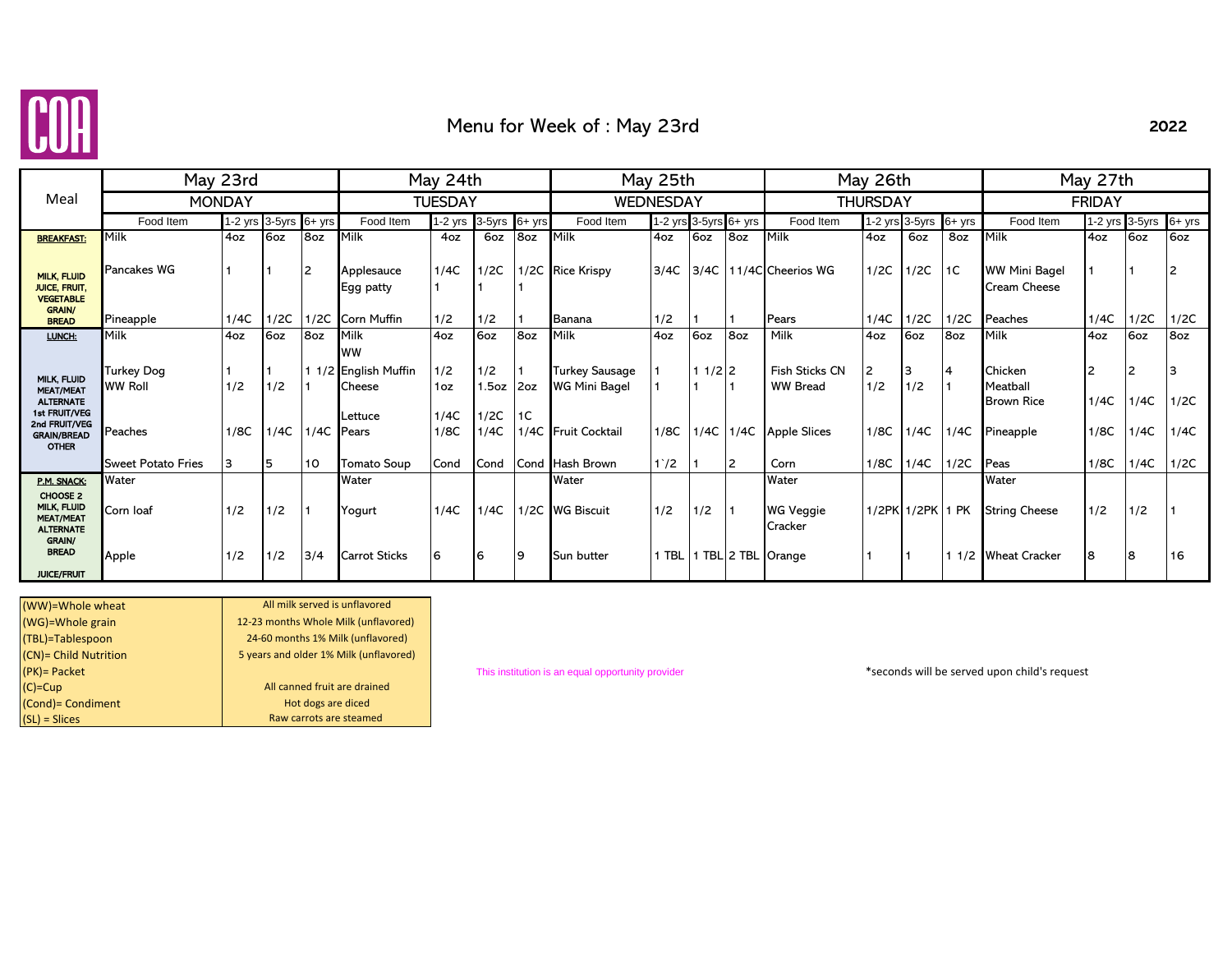COA

# Menu for Week of : May 23rd

**2022**

| Meal | May 23rd | | | | May 24th | | | | May 25th | | | | May 26th | | | | May 27th | | | |
|---|---|---|---|---|---|---|---|---|---|---|---|---|---|---|---|---|---|---|---|---|
| | MONDAY | | | | TUESDAY | | | | WEDNESDAY | | | | THURSDAY | | | | FRIDAY | | | |
| | Food Item | 1-2 yrs | 3-5yrs | 6+ yrs | Food Item | 1-2 yrs | 3-5yrs | 6+ yrs | Food Item | 1-2 yrs | 3-5yrs | 6+ yrs | Food Item | 1-2 yrs | 3-5yrs | 6+ yrs | Food Item | 1-2 yrs | 3-5yrs | 6+ yrs |
| **BREAKFAST:** | Milk | 4oz | 6oz | 8oz | Milk | 4oz | 6oz | 8oz | Milk | 4oz | 6oz | 8oz | Milk | 4oz | 6oz | 8oz | Milk | 4oz | 6oz | 6oz |
| MILK, FLUID JUICE, FRUIT, VEGETABLE GRAIN/ BREAD | Pancakes WG | 1 | 1 | 2 | Applesauce | 1/4C | 1/2C | 1/2C | Rice Krispy | 3/4C | 3/4C | 1 1/4C | Cheerios WG | 1/2C | 1/2C | 1C | WW Mini Bagel | 1 | 1 | 2 |
| | | | | | Egg patty | 1 | 1 | 1 | | | | | | | | | Cream Cheese | | | |
| | Pineapple | 1/4C | 1/2C | 1/2C | Corn Muffin | 1/2 | 1/2 | 1 | Banana | 1/2 | 1 | 1 | Pears | 1/4C | 1/2C | 1/2C | Peaches | 1/4C | 1/2C | 1/2C |
| **LUNCH:** | Milk | 4oz | 6oz | 8oz | Milk WW | 4oz | 6oz | 8oz | Milk | 4oz | 6oz | 8oz | Milk | 4oz | 6oz | 8oz | Milk | 4oz | 6oz | 8oz |
| MILK, FLUID MEAT/MEAT ALTERNATE 1st FRUIT/VEG 2nd FRUIT/VEG GRAIN/BREAD OTHER | Turkey Dog | 1 | 1 | 1 1/2 | English Muffin | 1/2 | 1/2 | 1 | Turkey Sausage | 1 | 1 1/2 | 2 | Fish Sticks CN | 2 | 3 | 4 | Chicken | 2 | 2 | 3 |
| | WW Roll | 1/2 | 1/2 | 1 | Cheese | 1oz | 1.5oz | 2oz | WG Mini Bagel | 1 | 1 | 1 | WW Bread | 1/2 | 1/2 | 1 | Meatball | | | |
| | | | | | Lettuce | 1/4C | 1/2C | 1C | | | | | | | | | Brown Rice | 1/4C | 1/4C | 1/2C |
| | Peaches | 1/8C | 1/4C | 1/4C | Pears | 1/8C | 1/4C | 1/4C | Fruit Cocktail | 1/8C | 1/4C | 1/4C | Apple Slices | 1/8C | 1/4C | 1/4C | Pineapple | 1/8C | 1/4C | 1/4C |
| | Sweet Potato Fries | 3 | 5 | 10 | Tomato Soup | Cond | Cond | Cond | Hash Brown | 1`/2 | 1 | 2 | Corn | 1/8C | 1/4C | 1/2C | Peas | 1/8C | 1/4C | 1/2C |
| **P.M. SNACK:** | Water | | | | Water | | | | Water | | | | Water | | | | Water | | | |
| CHOOSE 2 MILK, FLUID MEAT/MEAT ALTERNATE GRAIN/ BREAD | Corn loaf | 1/2 | 1/2 | 1 | Yogurt | 1/4C | 1/4C | 1/2C | WG Biscuit | 1/2 | 1/2 | 1 | WG Veggie Cracker | 1/2PK | 1/2PK | 1 PK | String Cheese | 1/2 | 1/2 | 1 |
| JUICE/FRUIT | Apple | 1/2 | 1/2 | 3/4 | Carrot Sticks | 6 | 6 | 9 | Sun butter | 1 TBL | 1 TBL | 2 TBL | Orange | 1 | 1 | 1 1/2 | Wheat Cracker | 8 | 8 | 16 |

| | |
|---|---|
| (WW)=Whole wheat | All milk served is unflavored |
| (WG)=Whole grain | 12-23 months Whole Milk (unflavored) |
| (TBL)=Tablespoon | 24-60 months 1% Milk (unflavored) |
| (CN)= Child Nutrition | 5 years and older 1% Milk (unflavored) |
| (PK)= Packet | |
| (C)=Cup | All canned fruit are drained |
| (Cond)= Condiment | Hot dogs are diced |
| (SL) = Slices | Raw carrots are steamed |

This institution is an equal opportunity provider

*seconds will be served upon child's request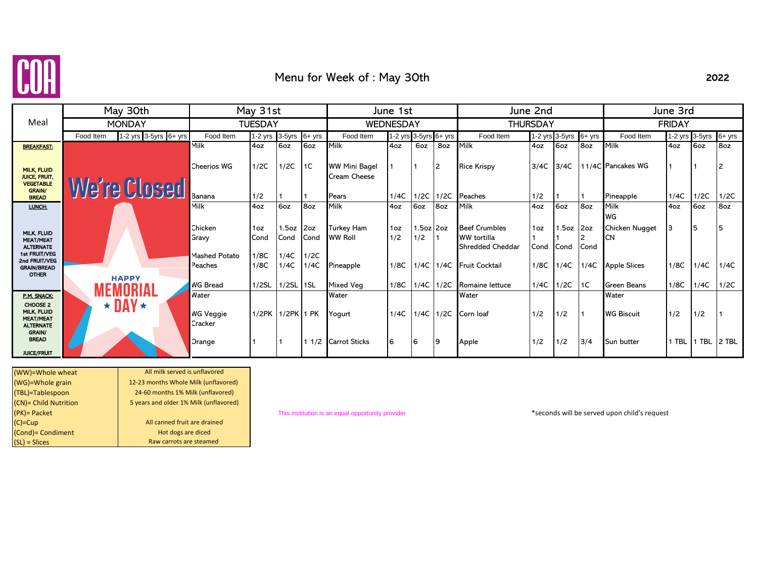COA

# Menu for Week of : May 30th

**2022**

| Meal | May 30th MONDAY | | | | May 31st TUESDAY | | | | June 1st WEDNESDAY | | | | June 2nd THURSDAY | | | | June 3rd FRIDAY | | | |
|---|---|---|---|---|---|---|---|---|---|---|---|---|---|---|---|---|---|---|---|---|
| | Food Item | 1-2 yrs | 3-5yrs | 6+ yrs | Food Item | 1-2 yrs | 3-5yrs | 6+ yrs | Food Item | 1-2 yrs | 3-5yrs | 6+ yrs | Food Item | 1-2 yrs | 3-5yrs | 6+ yrs | Food Item | 1-2 yrs | 3-5yrs | 6+ yrs |
| **BREAKFAST:** MILK, FLUID JUICE, FRUIT, VEGETABLE GRAIN/ BREAD | We're Closed | | | | Milk | 4oz | 6oz | 6oz | Milk | 4oz | 6oz | 8oz | Milk | 4oz | 6oz | 8oz | Milk | 4oz | 6oz | 8oz |
| | | | | | Cheerios WG | 1/2C | 1/2C | 1C | WW Mini Bagel Cream Cheese | 1 | 1 | 2 | Rice Krispy | 3/4C | 3/4C | 11/4C | Pancakes WG | 1 | 1 | 2 |
| | | | | | Banana | 1/2 | 1 | 1 | Pears | 1/4C | 1/2C | 1/2C | Peaches | 1/2 | 1 | 1 | Pineapple | 1/4C | 1/2C | 1/2C |
| **LUNCH:** MILK, FLUID MEAT/MEAT ALTERNATE 1st FRUIT/VEG 2nd FRUIT/VEG GRAIN/BREAD OTHER | HAPPY MEMORIAL DAY | | | | Milk | 4oz | 6oz | 8oz | Milk | 4oz | 6oz | 8oz | Milk | 4oz | 6oz | 8oz | Milk WG | 4oz | 6oz | 8oz |
| | | | | | Chicken Gravy | 1oz Cond | 1.5oz Cond | 2oz Cond | Turkey Ham WW Roll | 1oz 1/2 | 1.5oz 1/2 | 2oz 1 | Beef Crumbles WW tortilla Shredded Cheddar | 1oz 1 Cond | 1.5oz 1 Cond | 2oz 2 Cond | Chicken Nugget CN | 3 | 5 | 5 |
| | | | | | Mashed Potato Peaches | 1/8C 1/8C | 1/4C 1/4C | 1/2C 1/4C | Pineapple | 1/8C | 1/4C | 1/4C | Fruit Cocktail | 1/8C | 1/4C | 1/4C | Apple Slices | 1/8C | 1/4C | 1/4C |
| | | | | | WG Bread | 1/2SL | 1/2SL | 1SL | Mixed Veg | 1/8C | 1/4C | 1/2C | Romaine lettuce | 1/4C | 1/2C | 1C | Green Beans | 1/8C | 1/4C | 1/2C |
| **P.M. SNACK:** CHOOSE 2 MILK, FLUID MEAT/MEAT ALTERNATE GRAIN/ BREAD JUICE/FRUIT | | | | | Water | | | | Water | | | | Water | | | | Water | | | |
| | | | | | WG Veggie Cracker | 1/2PK | 1/2PK | 1 PK | Yogurt | 1/4C | 1/4C | 1/2C | Corn loaf | 1/2 | 1/2 | 1 | WG Biscuit | 1/2 | 1/2 | 1 |
| | | | | | Orange | 1 | 1 | 1 1/2 | Carrot Sticks | 6 | 6 | 9 | Apple | 1/2 | 1/2 | 3/4 | Sun butter | 1 TBL | 1 TBL | 2 TBL |

| | |
|---|---|
| (WW)=Whole wheat | All milk served is unflavored |
| (WG)=Whole grain | 12-23 months Whole Milk (unflavored) |
| (TBL)=Tablespoon | 24-60 months 1% Milk (unflavored) |
| (CN)= Child Nutrition | 5 years and older 1% Milk (unflavored) |
| (PK)= Packet | |
| (C)=Cup | All canned fruit are drained |
| (Cond)= Condiment | Hot dogs are diced |
| (SL) = Slices | Raw carrots are steamed |

This institution is an equal opportunity provider

*seconds will be served upon child's request